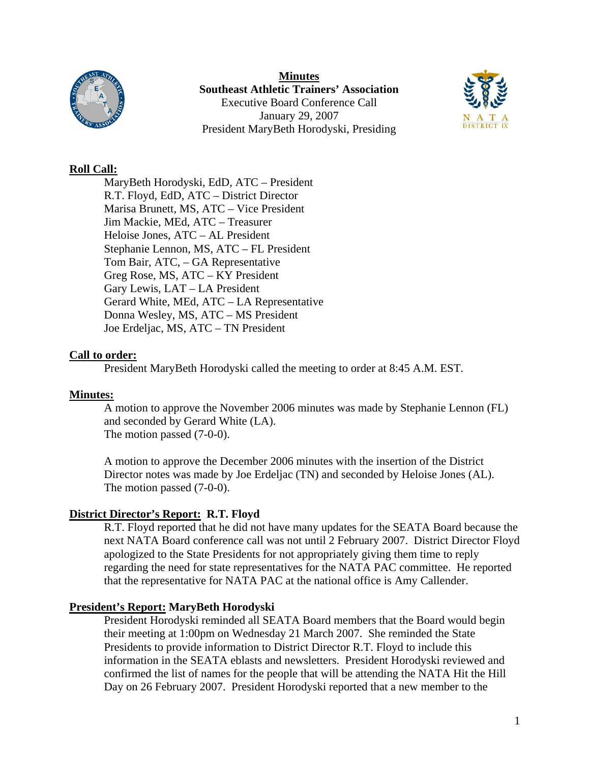**Minutes**
**Southeast Athletic Trainers' Association**
Executive Board Conference Call
January 29, 2007
President MaryBeth Horodyski, Presiding

## Roll Call:

MaryBeth Horodyski, EdD, ATC – President
R.T. Floyd, EdD, ATC – District Director
Marisa Brunett, MS, ATC – Vice President
Jim Mackie, MEd, ATC – Treasurer
Heloise Jones, ATC – AL President
Stephanie Lennon, MS, ATC – FL President
Tom Bair, ATC, – GA Representative
Greg Rose, MS, ATC – KY President
Gary Lewis, LAT – LA President
Gerard White, MEd, ATC – LA Representative
Donna Wesley, MS, ATC – MS President
Joe Erdeljac, MS, ATC – TN President

## Call to order:

President MaryBeth Horodyski called the meeting to order at 8:45 A.M. EST.

## Minutes:

A motion to approve the November 2006 minutes was made by Stephanie Lennon (FL) and seconded by Gerard White (LA).
The motion passed (7-0-0).

A motion to approve the December 2006 minutes with the insertion of the District Director notes was made by Joe Erdeljac (TN) and seconded by Heloise Jones (AL).
The motion passed (7-0-0).

## District Director's Report: R.T. Floyd

R.T. Floyd reported that he did not have many updates for the SEATA Board because the next NATA Board conference call was not until 2 February 2007. District Director Floyd apologized to the State Presidents for not appropriately giving them time to reply regarding the need for state representatives for the NATA PAC committee. He reported that the representative for NATA PAC at the national office is Amy Callender.

## President's Report: MaryBeth Horodyski

President Horodyski reminded all SEATA Board members that the Board would begin their meeting at 1:00pm on Wednesday 21 March 2007. She reminded the State Presidents to provide information to District Director R.T. Floyd to include this information in the SEATA eblasts and newsletters. President Horodyski reviewed and confirmed the list of names for the people that will be attending the NATA Hit the Hill Day on 26 February 2007. President Horodyski reported that a new member to the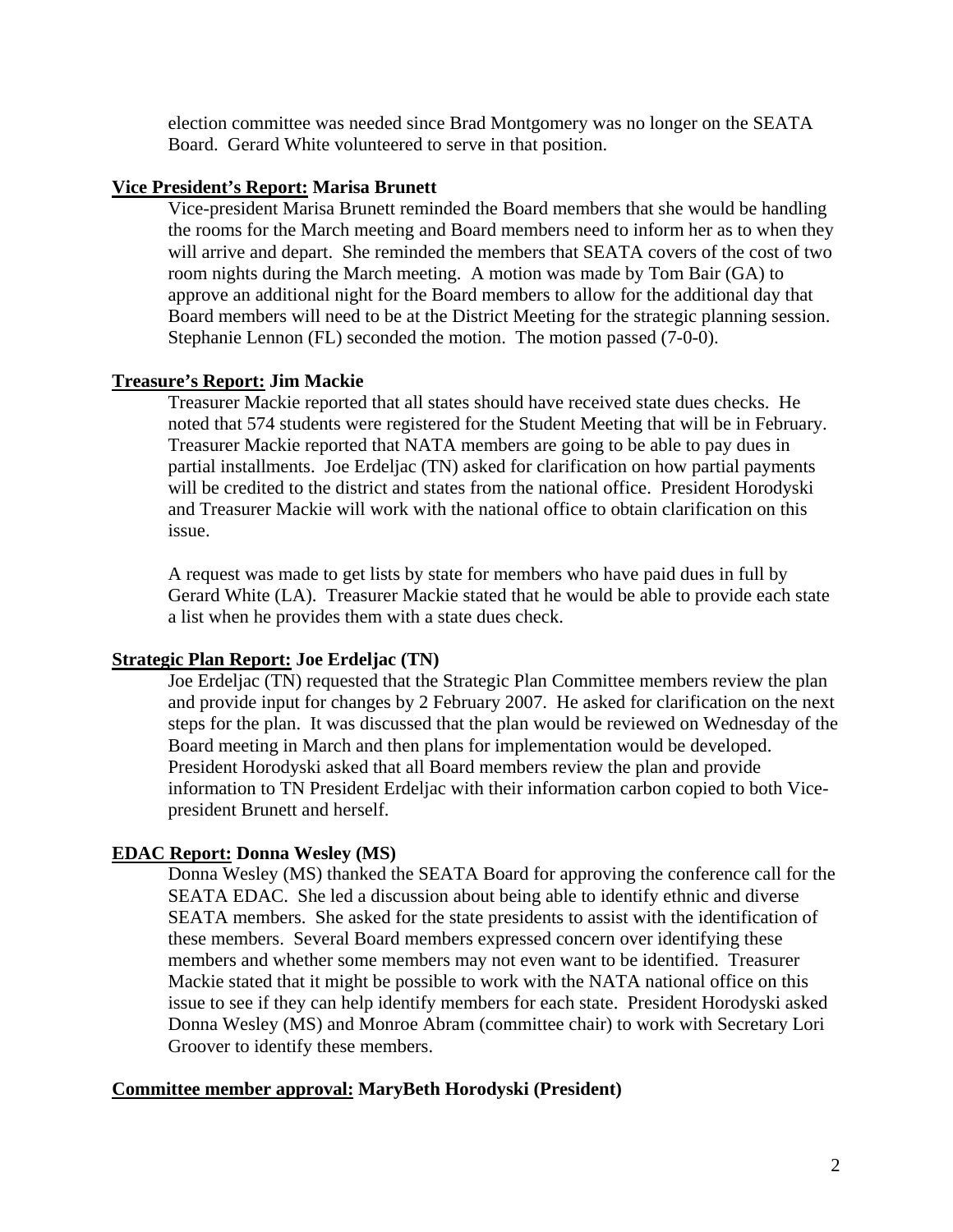election committee was needed since Brad Montgomery was no longer on the SEATA Board. Gerard White volunteered to serve in that position.

**Vice President's Report: Marisa Brunett**

Vice-president Marisa Brunett reminded the Board members that she would be handling the rooms for the March meeting and Board members need to inform her as to when they will arrive and depart. She reminded the members that SEATA covers of the cost of two room nights during the March meeting. A motion was made by Tom Bair (GA) to approve an additional night for the Board members to allow for the additional day that Board members will need to be at the District Meeting for the strategic planning session. Stephanie Lennon (FL) seconded the motion. The motion passed (7-0-0).

**Treasure's Report: Jim Mackie**

Treasurer Mackie reported that all states should have received state dues checks. He noted that 574 students were registered for the Student Meeting that will be in February. Treasurer Mackie reported that NATA members are going to be able to pay dues in partial installments. Joe Erdeljac (TN) asked for clarification on how partial payments will be credited to the district and states from the national office. President Horodyski and Treasurer Mackie will work with the national office to obtain clarification on this issue.

A request was made to get lists by state for members who have paid dues in full by Gerard White (LA). Treasurer Mackie stated that he would be able to provide each state a list when he provides them with a state dues check.

**Strategic Plan Report: Joe Erdeljac (TN)**

Joe Erdeljac (TN) requested that the Strategic Plan Committee members review the plan and provide input for changes by 2 February 2007. He asked for clarification on the next steps for the plan. It was discussed that the plan would be reviewed on Wednesday of the Board meeting in March and then plans for implementation would be developed. President Horodyski asked that all Board members review the plan and provide information to TN President Erdeljac with their information carbon copied to both Vice-president Brunett and herself.

**EDAC Report: Donna Wesley (MS)**

Donna Wesley (MS) thanked the SEATA Board for approving the conference call for the SEATA EDAC. She led a discussion about being able to identify ethnic and diverse SEATA members. She asked for the state presidents to assist with the identification of these members. Several Board members expressed concern over identifying these members and whether some members may not even want to be identified. Treasurer Mackie stated that it might be possible to work with the NATA national office on this issue to see if they can help identify members for each state. President Horodyski asked Donna Wesley (MS) and Monroe Abram (committee chair) to work with Secretary Lori Groover to identify these members.

**Committee member approval: MaryBeth Horodyski (President)**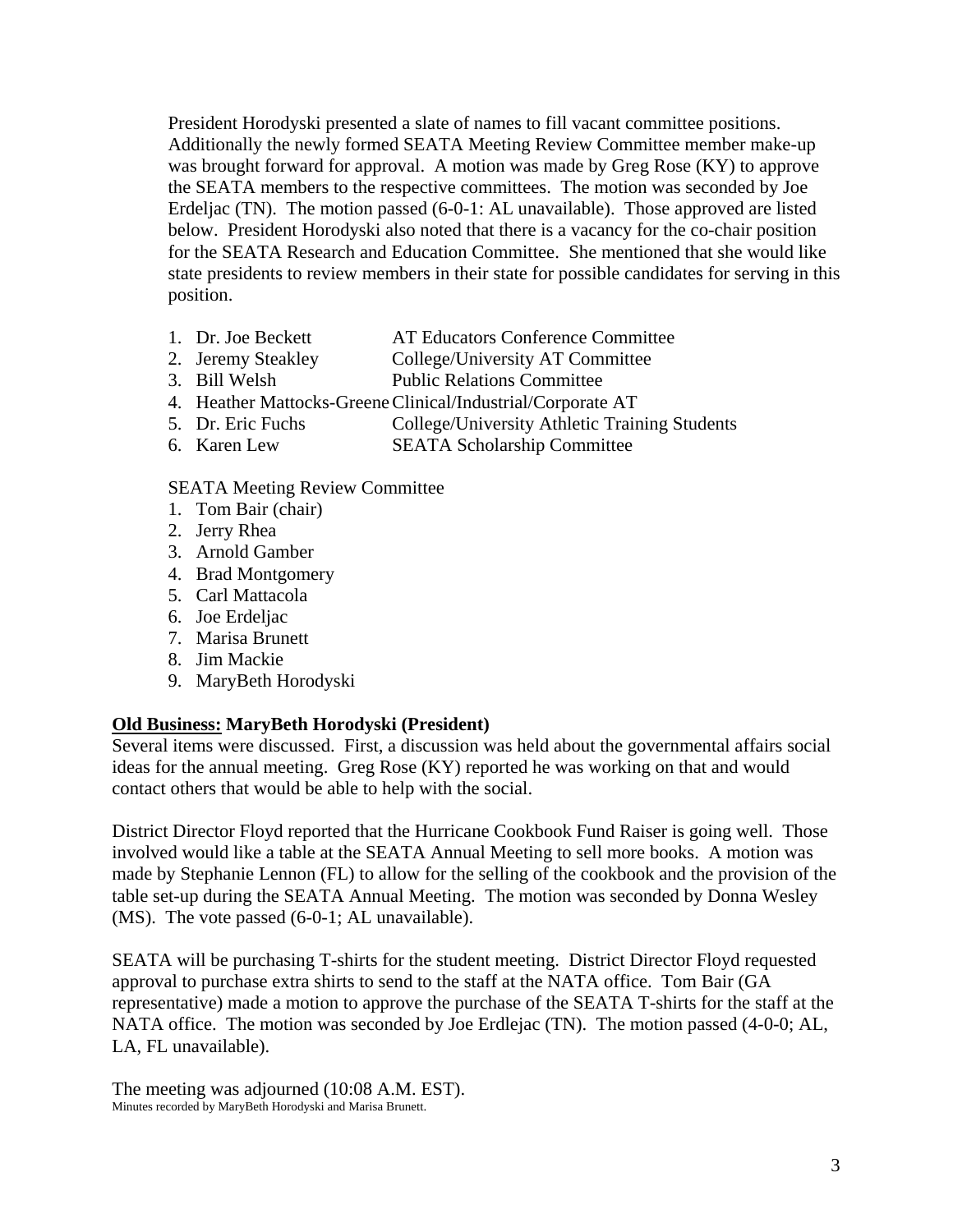President Horodyski presented a slate of names to fill vacant committee positions. Additionally the newly formed SEATA Meeting Review Committee member make-up was brought forward for approval. A motion was made by Greg Rose (KY) to approve the SEATA members to the respective committees. The motion was seconded by Joe Erdeljac (TN). The motion passed (6-0-1: AL unavailable). Those approved are listed below. President Horodyski also noted that there is a vacancy for the co-chair position for the SEATA Research and Education Committee. She mentioned that she would like state presidents to review members in their state for possible candidates for serving in this position.

1. Dr. Joe Beckett — AT Educators Conference Committee
2. Jeremy Steakley — College/University AT Committee
3. Bill Welsh — Public Relations Committee
4. Heather Mattocks-Greene — Clinical/Industrial/Corporate AT
5. Dr. Eric Fuchs — College/University Athletic Training Students
6. Karen Lew — SEATA Scholarship Committee

SEATA Meeting Review Committee

1. Tom Bair (chair)
2. Jerry Rhea
3. Arnold Gamber
4. Brad Montgomery
5. Carl Mattacola
6. Joe Erdeljac
7. Marisa Brunett
8. Jim Mackie
9. MaryBeth Horodyski

**<u>Old Business:</u> MaryBeth Horodyski (President)**

Several items were discussed. First, a discussion was held about the governmental affairs social ideas for the annual meeting. Greg Rose (KY) reported he was working on that and would contact others that would be able to help with the social.

District Director Floyd reported that the Hurricane Cookbook Fund Raiser is going well. Those involved would like a table at the SEATA Annual Meeting to sell more books. A motion was made by Stephanie Lennon (FL) to allow for the selling of the cookbook and the provision of the table set-up during the SEATA Annual Meeting. The motion was seconded by Donna Wesley (MS). The vote passed (6-0-1; AL unavailable).

SEATA will be purchasing T-shirts for the student meeting. District Director Floyd requested approval to purchase extra shirts to send to the staff at the NATA office. Tom Bair (GA representative) made a motion to approve the purchase of the SEATA T-shirts for the staff at the NATA office. The motion was seconded by Joe Erdlejac (TN). The motion passed (4-0-0; AL, LA, FL unavailable).

The meeting was adjourned (10:08 A.M. EST).

Minutes recorded by MaryBeth Horodyski and Marisa Brunett.